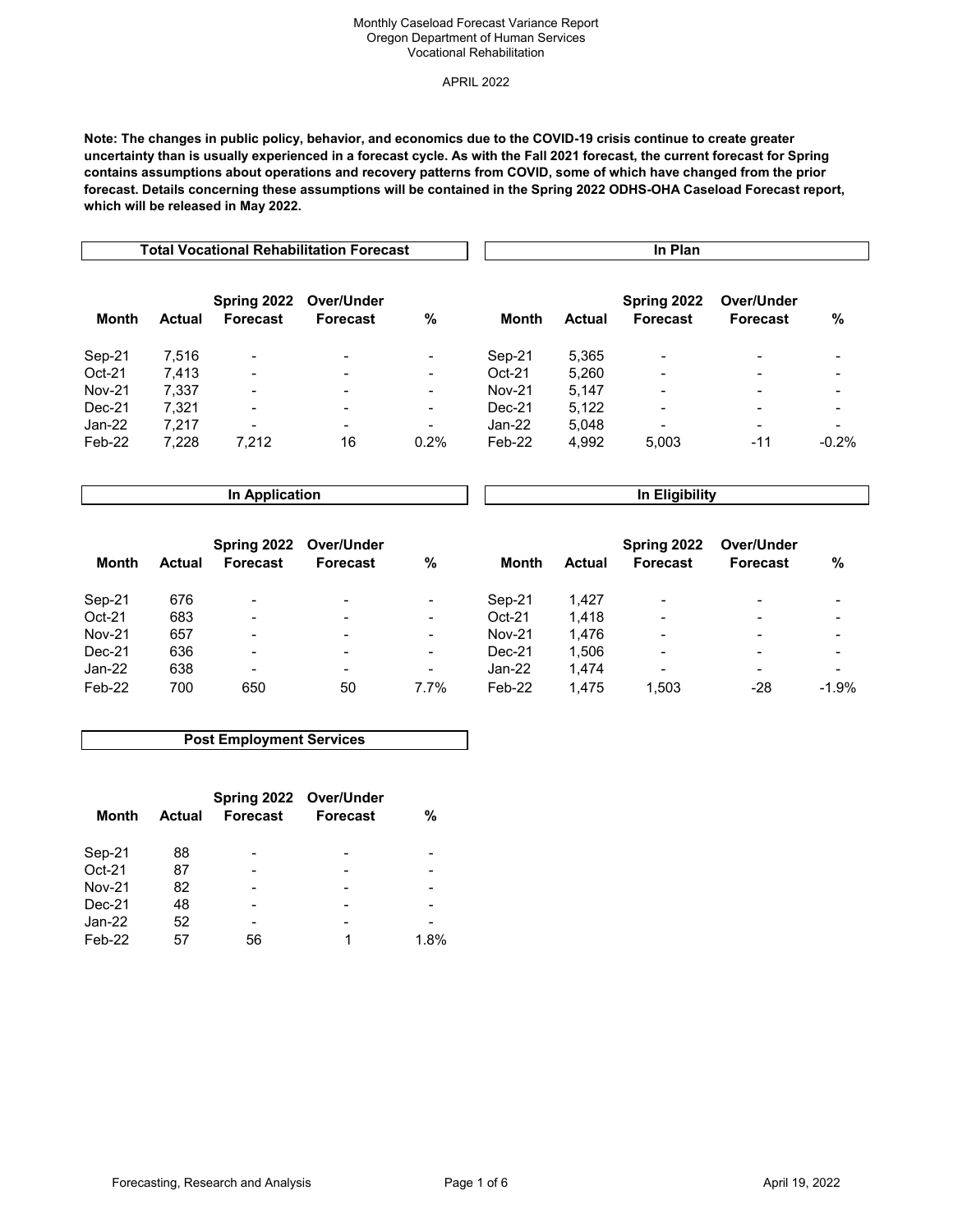Monthly Caseload Forecast Variance Report
Oregon Department of Human Services
Vocational Rehabilitation

APRIL 2022

**Note: The changes in public policy, behavior, and economics due to the COVID-19 crisis continue to create greater uncertainty than is usually experienced in a forecast cycle. As with the Fall 2021 forecast, the current forecast for Spring contains assumptions about operations and recovery patterns from COVID, some of which have changed from the prior forecast. Details concerning these assumptions will be contained in the Spring 2022 ODHS-OHA Caseload Forecast report, which will be released in May 2022.**

### Total Vocational Rehabilitation Forecast

| Month | Actual | Spring 2022 Forecast | Over/Under Forecast | % |
|---|---|---|---|---|
| Sep-21 | 7,516 | - | - | - |
| Oct-21 | 7,413 | - | - | - |
| Nov-21 | 7,337 | - | - | - |
| Dec-21 | 7,321 | - | - | - |
| Jan-22 | 7,217 | - | - | - |
| Feb-22 | 7,228 | 7,212 | 16 | 0.2% |

### In Plan

| Month | Actual | Spring 2022 Forecast | Over/Under Forecast | % |
|---|---|---|---|---|
| Sep-21 | 5,365 | - | - | - |
| Oct-21 | 5,260 | - | - | - |
| Nov-21 | 5,147 | - | - | - |
| Dec-21 | 5,122 | - | - | - |
| Jan-22 | 5,048 | - | - | - |
| Feb-22 | 4,992 | 5,003 | -11 | -0.2% |

### In Application

| Month | Actual | Spring 2022 Forecast | Over/Under Forecast | % |
|---|---|---|---|---|
| Sep-21 | 676 | - | - | - |
| Oct-21 | 683 | - | - | - |
| Nov-21 | 657 | - | - | - |
| Dec-21 | 636 | - | - | - |
| Jan-22 | 638 | - | - | - |
| Feb-22 | 700 | 650 | 50 | 7.7% |

### In Eligibility

| Month | Actual | Spring 2022 Forecast | Over/Under Forecast | % |
|---|---|---|---|---|
| Sep-21 | 1,427 | - | - | - |
| Oct-21 | 1,418 | - | - | - |
| Nov-21 | 1,476 | - | - | - |
| Dec-21 | 1,506 | - | - | - |
| Jan-22 | 1,474 | - | - | - |
| Feb-22 | 1,475 | 1,503 | -28 | -1.9% |

### Post Employment Services

| Month | Actual | Spring 2022 Forecast | Over/Under Forecast | % |
|---|---|---|---|---|
| Sep-21 | 88 | - | - | - |
| Oct-21 | 87 | - | - | - |
| Nov-21 | 82 | - | - | - |
| Dec-21 | 48 | - | - | - |
| Jan-22 | 52 | - | - | - |
| Feb-22 | 57 | 56 | 1 | 1.8% |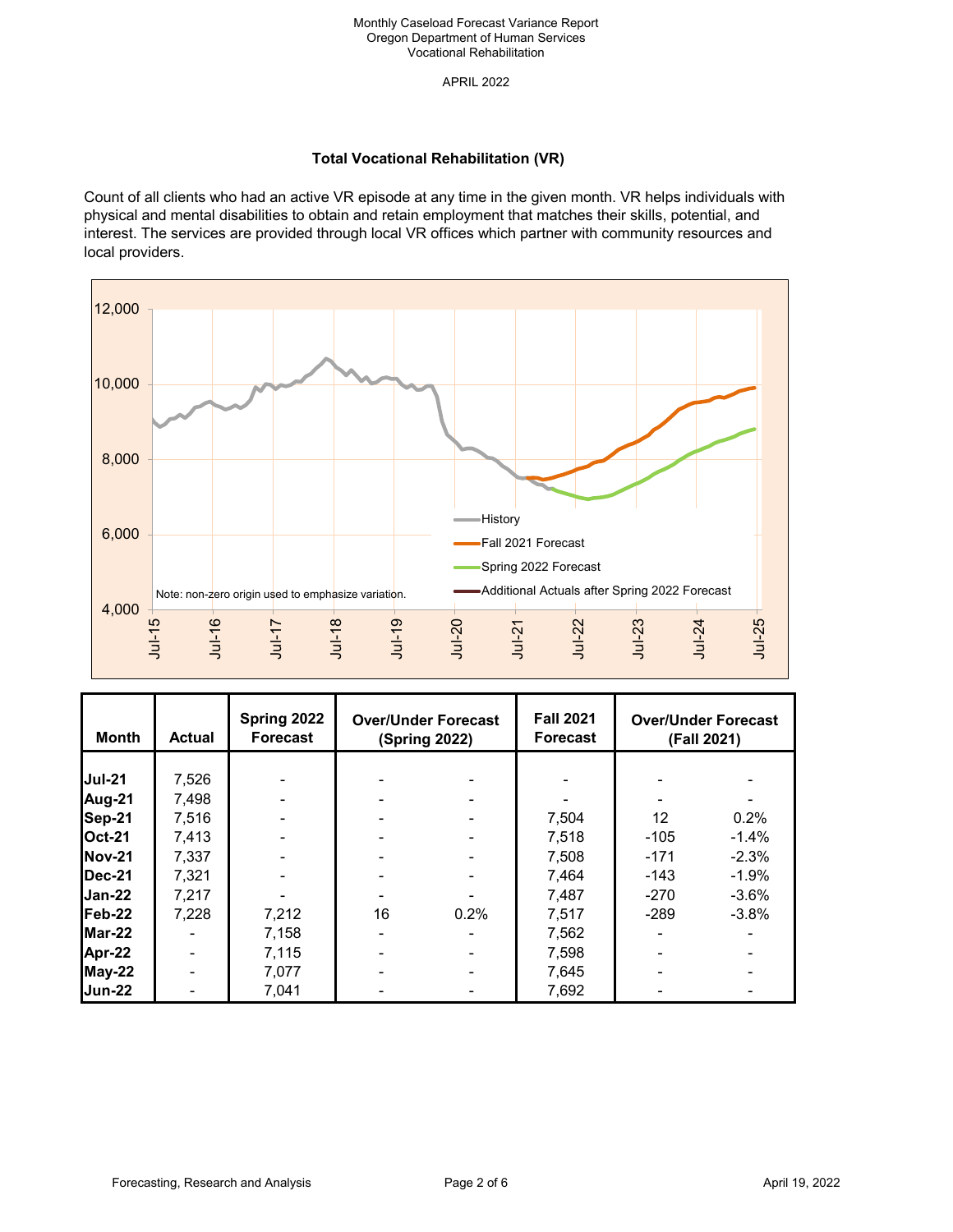Monthly Caseload Forecast Variance Report
Oregon Department of Human Services
Vocational Rehabilitation

APRIL 2022

## Total Vocational Rehabilitation (VR)

Count of all clients who had an active VR episode at any time in the given month. VR helps individuals with physical and mental disabilities to obtain and retain employment that matches their skills, potential, and interest. The services are provided through local VR offices which partner with community resources and local providers.

| Month | Actual | Spring 2022 Forecast | Over/Under Forecast (Spring 2022) | | Fall 2021 Forecast | Over/Under Forecast (Fall 2021) | |
|---|---|---|---|---|---|---|---|
| Jul-21 | 7,526 | - | - | - | - | - | - |
| Aug-21 | 7,498 | - | - | - | - | - | - |
| Sep-21 | 7,516 | - | - | - | 7,504 | 12 | 0.2% |
| Oct-21 | 7,413 | - | - | - | 7,518 | -105 | -1.4% |
| Nov-21 | 7,337 | - | - | - | 7,508 | -171 | -2.3% |
| Dec-21 | 7,321 | - | - | - | 7,464 | -143 | -1.9% |
| Jan-22 | 7,217 | - | - | - | 7,487 | -270 | -3.6% |
| Feb-22 | 7,228 | 7,212 | 16 | 0.2% | 7,517 | -289 | -3.8% |
| Mar-22 | - | 7,158 | - | - | 7,562 | - | - |
| Apr-22 | - | 7,115 | - | - | 7,598 | - | - |
| May-22 | - | 7,077 | - | - | 7,645 | - | - |
| Jun-22 | - | 7,041 | - | - | 7,692 | - | - |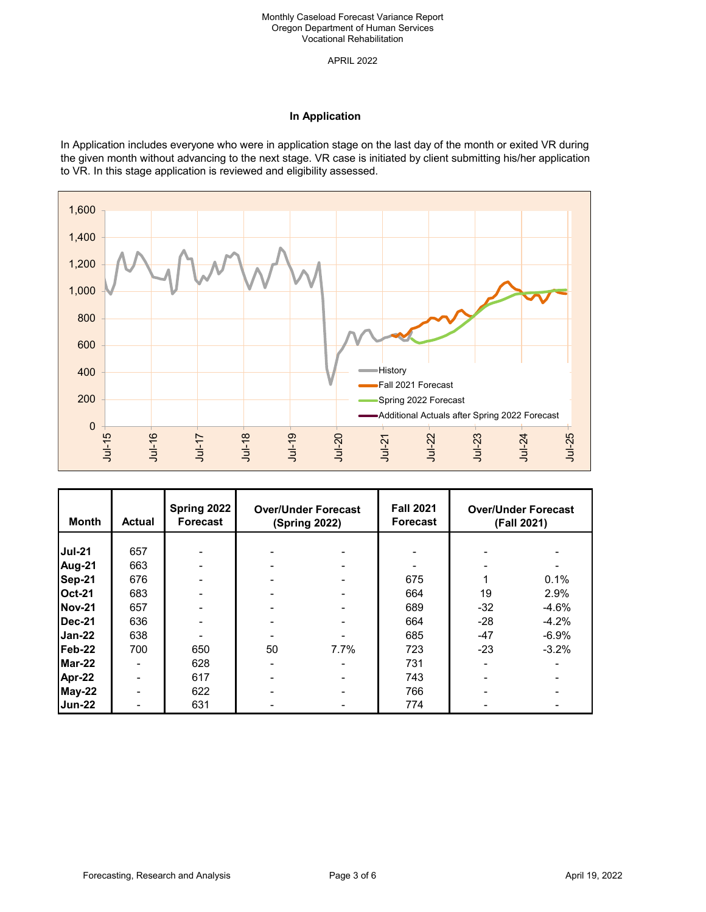Monthly Caseload Forecast Variance Report
Oregon Department of Human Services
Vocational Rehabilitation

APRIL 2022

## In Application

In Application includes everyone who were in application stage on the last day of the month or exited VR during the given month without advancing to the next stage. VR case is initiated by client submitting his/her application to VR. In this stage application is reviewed and eligibility assessed.

| Month | Actual | Spring 2022 Forecast | Over/Under Forecast (Spring 2022) | | Fall 2021 Forecast | Over/Under Forecast (Fall 2021) | |
|---|---|---|---|---|---|---|---|
| Jul-21 | 657 | - | - | - | - | - | - |
| Aug-21 | 663 | - | - | - | - | - | - |
| Sep-21 | 676 | - | - | - | 675 | 1 | 0.1% |
| Oct-21 | 683 | - | - | - | 664 | 19 | 2.9% |
| Nov-21 | 657 | - | - | - | 689 | -32 | -4.6% |
| Dec-21 | 636 | - | - | - | 664 | -28 | -4.2% |
| Jan-22 | 638 | - | - | - | 685 | -47 | -6.9% |
| Feb-22 | 700 | 650 | 50 | 7.7% | 723 | -23 | -3.2% |
| Mar-22 | - | 628 | - | - | 731 | - | - |
| Apr-22 | - | 617 | - | - | 743 | - | - |
| May-22 | - | 622 | - | - | 766 | - | - |
| Jun-22 | - | 631 | - | - | 774 | - | - |

Forecasting, Research and Analysis

April 19, 2022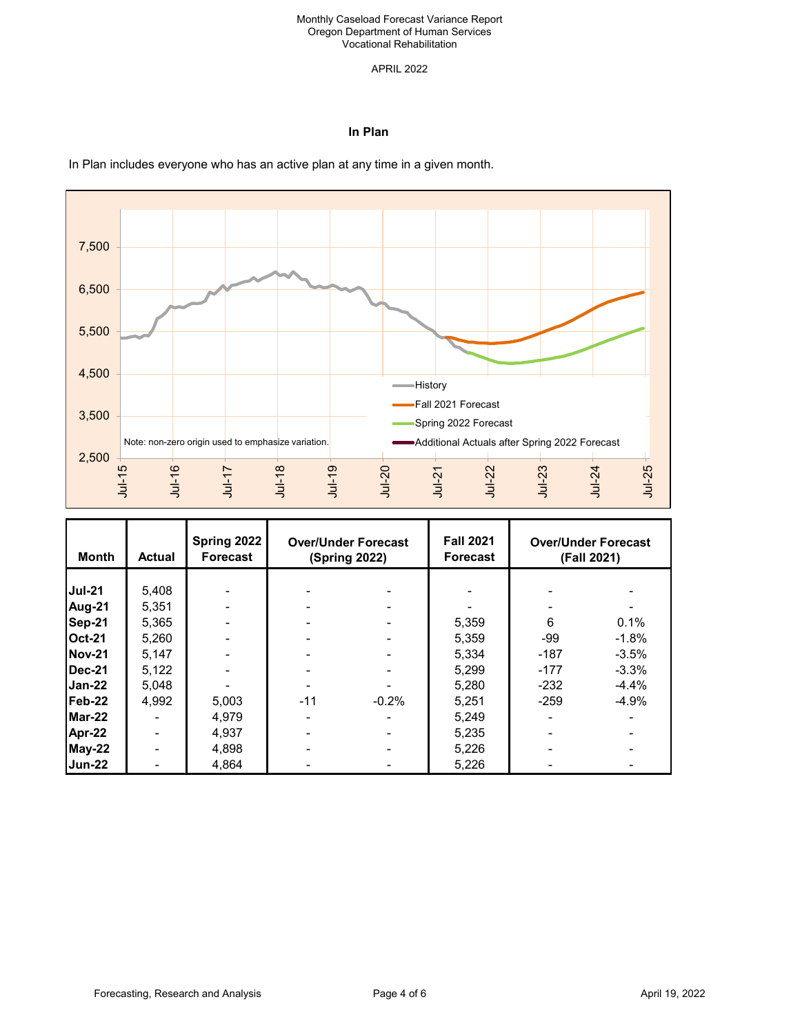Monthly Caseload Forecast Variance Report
Oregon Department of Human Services
Vocational Rehabilitation

APRIL 2022

## In Plan

In Plan includes everyone who has an active plan at any time in a given month.

| Month | Actual | Spring 2022 Forecast | Over/Under Forecast (Spring 2022) | | Fall 2021 Forecast | Over/Under Forecast (Fall 2021) | |
|---|---|---|---|---|---|---|---|
| **Jul-21** | 5,408 | - | - | - | - | - | - |
| **Aug-21** | 5,351 | - | - | - | - | - | - |
| **Sep-21** | 5,365 | - | - | - | 5,359 | 6 | 0.1% |
| **Oct-21** | 5,260 | - | - | - | 5,359 | -99 | -1.8% |
| **Nov-21** | 5,147 | - | - | - | 5,334 | -187 | -3.5% |
| **Dec-21** | 5,122 | - | - | - | 5,299 | -177 | -3.3% |
| **Jan-22** | 5,048 | - | - | - | 5,280 | -232 | -4.4% |
| **Feb-22** | 4,992 | 5,003 | -11 | -0.2% | 5,251 | -259 | -4.9% |
| **Mar-22** | - | 4,979 | - | - | 5,249 | - | - |
| **Apr-22** | - | 4,937 | - | - | 5,235 | - | - |
| **May-22** | - | 4,898 | - | - | 5,226 | - | - |
| **Jun-22** | - | 4,864 | - | - | 5,226 | - | - |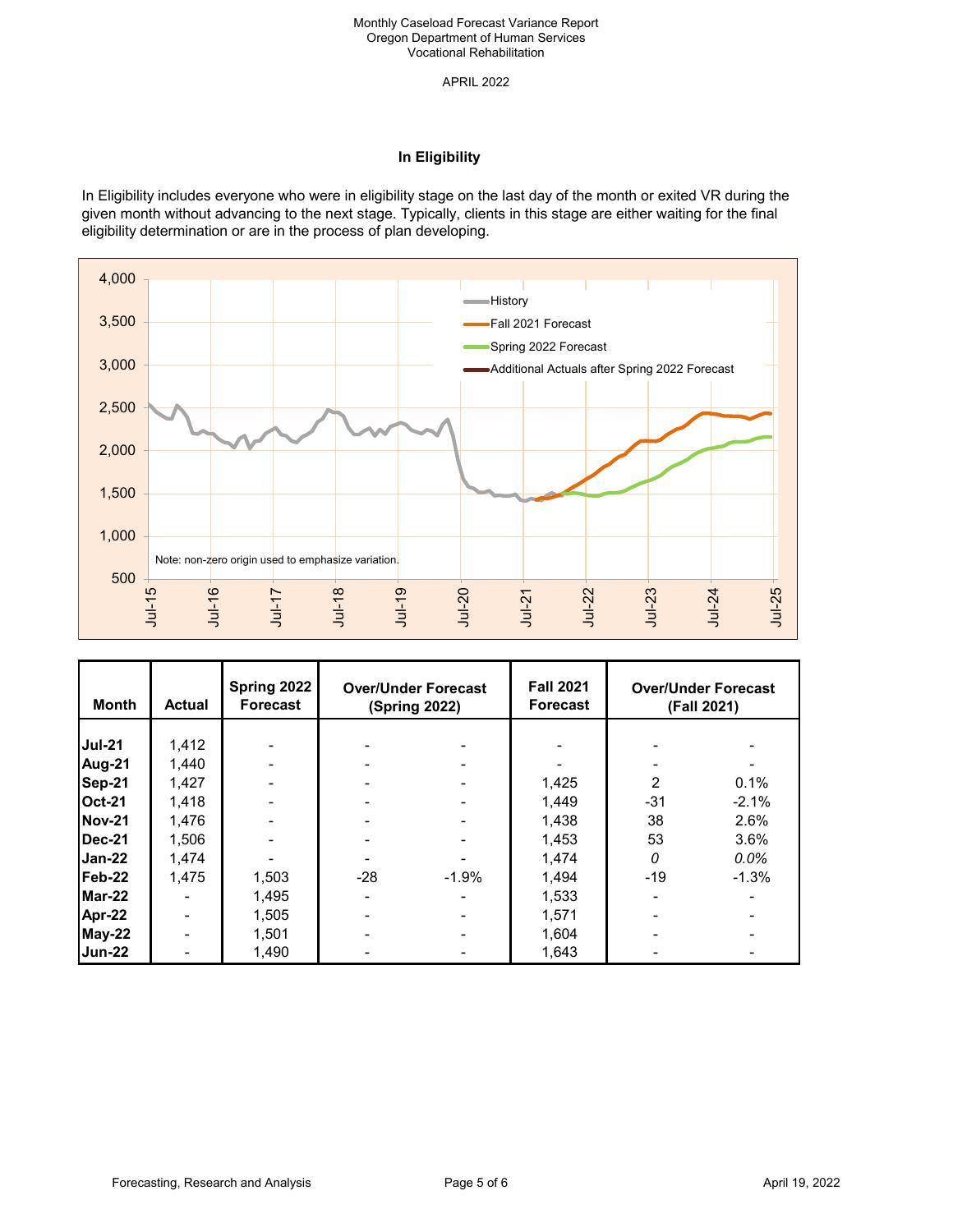Monthly Caseload Forecast Variance Report
Oregon Department of Human Services
Vocational Rehabilitation

APRIL 2022

## In Eligibility

In Eligibility includes everyone who were in eligibility stage on the last day of the month or exited VR during the given month without advancing to the next stage. Typically, clients in this stage are either waiting for the final eligibility determination or are in the process of plan developing.

| Month | Actual | Spring 2022 Forecast | Over/Under Forecast (Spring 2022) | | Fall 2021 Forecast | Over/Under Forecast (Fall 2021) | |
|---|---|---|---|---|---|---|---|
| Jul-21 | 1,412 | - | - | - | - | - | - |
| Aug-21 | 1,440 | - | - | - | - | - | - |
| Sep-21 | 1,427 | - | - | - | 1,425 | 2 | 0.1% |
| Oct-21 | 1,418 | - | - | - | 1,449 | -31 | -2.1% |
| Nov-21 | 1,476 | - | - | - | 1,438 | 38 | 2.6% |
| Dec-21 | 1,506 | - | - | - | 1,453 | 53 | 3.6% |
| Jan-22 | 1,474 | - | - | - | 1,474 | *0* | *0.0%* |
| Feb-22 | 1,475 | 1,503 | -28 | -1.9% | 1,494 | -19 | -1.3% |
| Mar-22 | - | 1,495 | - | - | 1,533 | - | - |
| Apr-22 | - | 1,505 | - | - | 1,571 | - | - |
| May-22 | - | 1,501 | - | - | 1,604 | - | - |
| Jun-22 | - | 1,490 | - | - | 1,643 | - | - |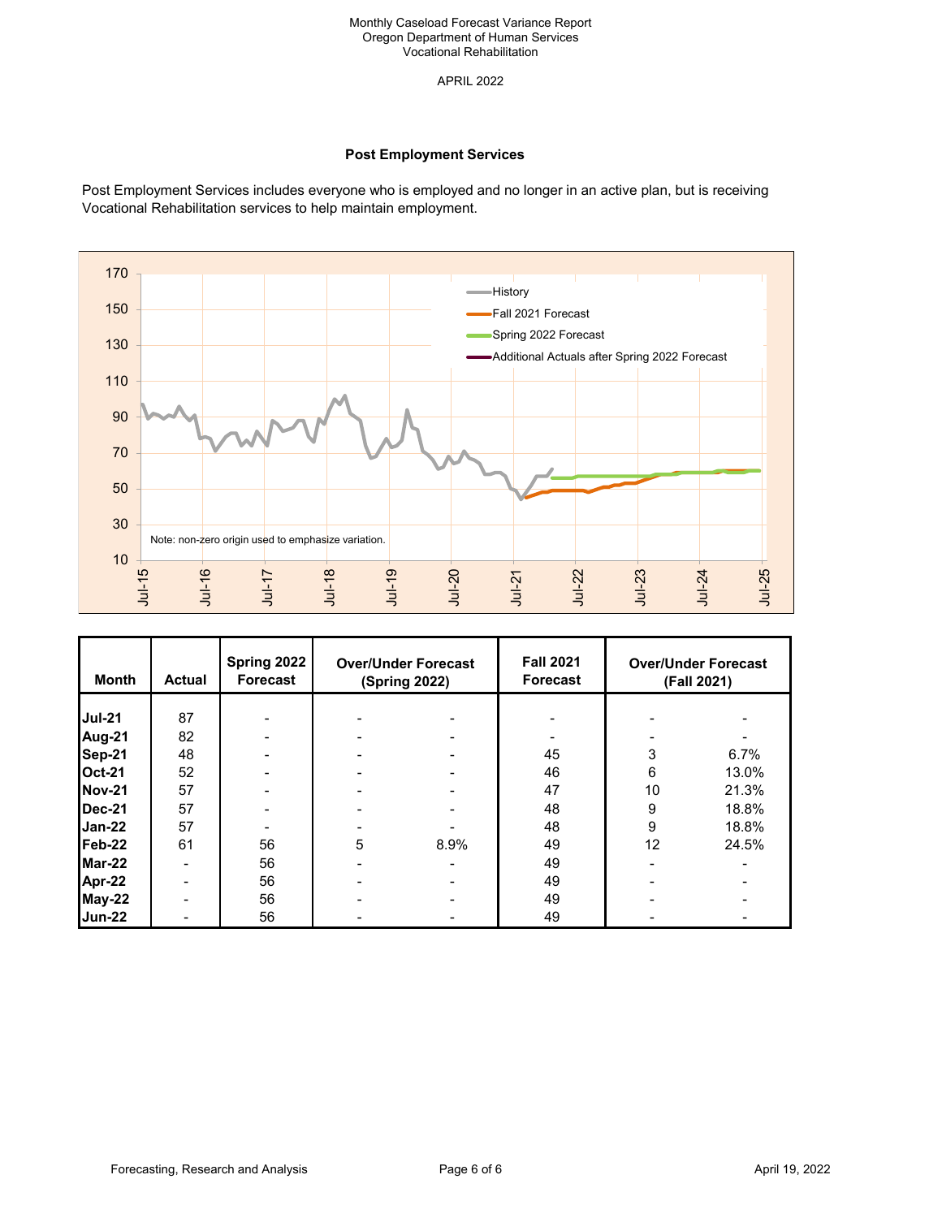Monthly Caseload Forecast Variance Report
Oregon Department of Human Services
Vocational Rehabilitation

APRIL 2022

## Post Employment Services

Post Employment Services includes everyone who is employed and no longer in an active plan, but is receiving Vocational Rehabilitation services to help maintain employment.

History
Fall 2021 Forecast
Spring 2022 Forecast
Additional Actuals after Spring 2022 Forecast

170
150
130
110
90
70
50
30
10

Note: non-zero origin used to emphasize variation.

Jul-15
Jul-16
Jul-17
Jul-18
Jul-19
Jul-20
Jul-21
Jul-22
Jul-23
Jul-24
Jul-25

| Month | Actual | Spring 2022 Forecast | Over/Under Forecast (Spring 2022) | | Fall 2021 Forecast | Over/Under Forecast (Fall 2021) | |
|---|---|---|---|---|---|---|---|
| Jul-21 | 87 | - | - | - | - | - | - |
| Aug-21 | 82 | - | - | - | - | - | - |
| Sep-21 | 48 | - | - | - | 45 | 3 | 6.7% |
| Oct-21 | 52 | - | - | - | 46 | 6 | 13.0% |
| Nov-21 | 57 | - | - | - | 47 | 10 | 21.3% |
| Dec-21 | 57 | - | - | - | 48 | 9 | 18.8% |
| Jan-22 | 57 | - | - | - | 48 | 9 | 18.8% |
| Feb-22 | 61 | 56 | 5 | 8.9% | 49 | 12 | 24.5% |
| Mar-22 | - | 56 | - | - | 49 | - | - |
| Apr-22 | - | 56 | - | - | 49 | - | - |
| May-22 | - | 56 | - | - | 49 | - | - |
| Jun-22 | - | 56 | - | - | 49 | - | - |